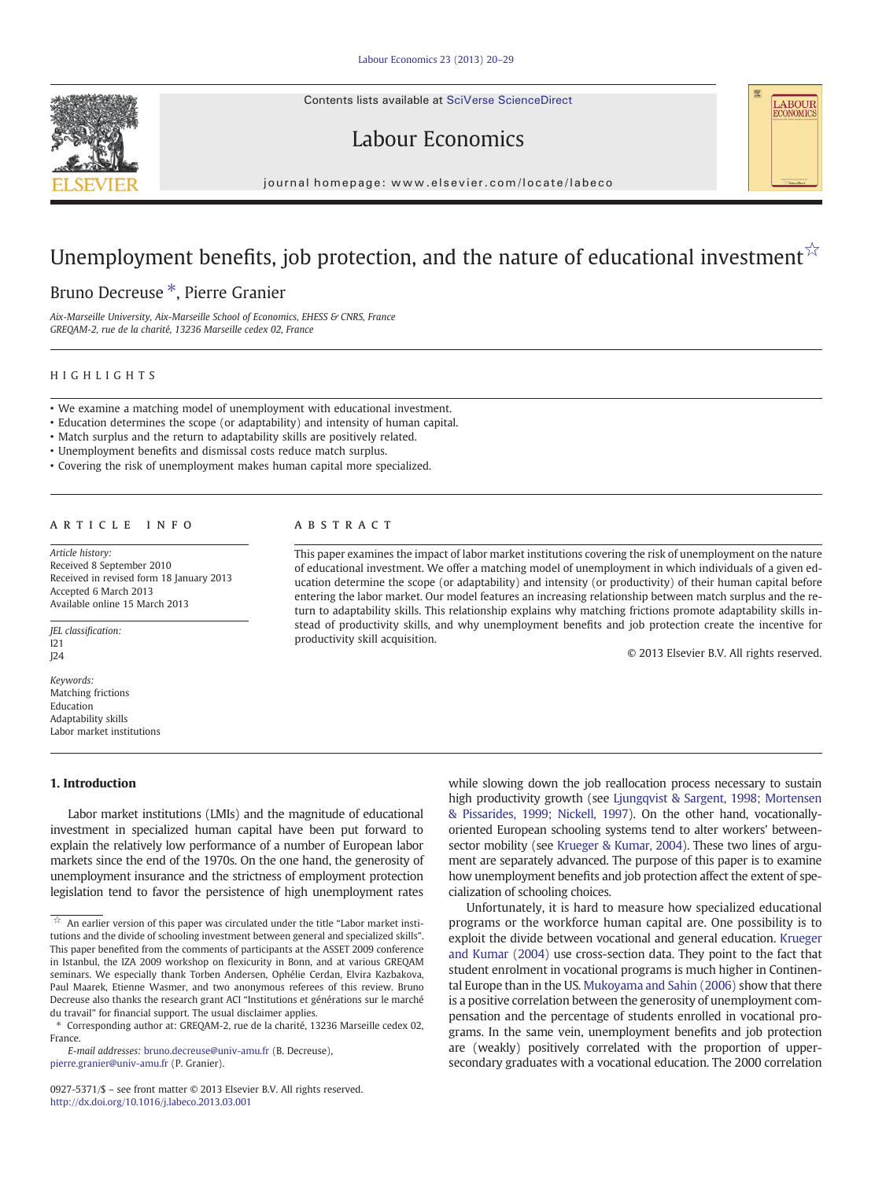# Unemployment benefits, job protection, and the nature of educational investment ☆

Bruno Decreuse *, Pierre Granier

*Aix-Marseille University, Aix-Marseille School of Economics, EHESS & CNRS, France*
*GREQAM-2, rue de la charité, 13236 Marseille cedex 02, France*

## HIGHLIGHTS

- We examine a matching model of unemployment with educational investment.
- Education determines the scope (or adaptability) and intensity of human capital.
- Match surplus and the return to adaptability skills are positively related.
- Unemployment benefits and dismissal costs reduce match surplus.
- Covering the risk of unemployment makes human capital more specialized.

## ARTICLE INFO

*Article history:*
Received 8 September 2010
Received in revised form 18 January 2013
Accepted 6 March 2013
Available online 15 March 2013

*JEL classification:*
I21
J24

*Keywords:*
Matching frictions
Education
Adaptability skills
Labor market institutions

## ABSTRACT

This paper examines the impact of labor market institutions covering the risk of unemployment on the nature of educational investment. We offer a matching model of unemployment in which individuals of a given education determine the scope (or adaptability) and intensity (or productivity) of their human capital before entering the labor market. Our model features an increasing relationship between match surplus and the return to adaptability skills. This relationship explains why matching frictions promote adaptability skills instead of productivity skills, and why unemployment benefits and job protection create the incentive for productivity skill acquisition.

© 2013 Elsevier B.V. All rights reserved.

## 1. Introduction

Labor market institutions (LMIs) and the magnitude of educational investment in specialized human capital have been put forward to explain the relatively low performance of a number of European labor markets since the end of the 1970s. On the one hand, the generosity of unemployment insurance and the strictness of employment protection legislation tend to favor the persistence of high unemployment rates while slowing down the job reallocation process necessary to sustain high productivity growth (see Ljungqvist & Sargent, 1998; Mortensen & Pissarides, 1999; Nickell, 1997). On the other hand, vocationally-oriented European schooling systems tend to alter workers' between-sector mobility (see Krueger & Kumar, 2004). These two lines of argument are separately advanced. The purpose of this paper is to examine how unemployment benefits and job protection affect the extent of specialization of schooling choices.

Unfortunately, it is hard to measure how specialized educational programs or the workforce human capital are. One possibility is to exploit the divide between vocational and general education. Krueger and Kumar (2004) use cross-section data. They point to the fact that student enrolment in vocational programs is much higher in Continental Europe than in the US. Mukoyama and Sahin (2006) show that there is a positive correlation between the generosity of unemployment compensation and the percentage of students enrolled in vocational programs. In the same vein, unemployment benefits and job protection are (weakly) positively correlated with the proportion of upper-secondary graduates with a vocational education. The 2000 correlation

---

☆ An earlier version of this paper was circulated under the title "Labor market institutions and the divide of schooling investment between general and specialized skills". This paper benefited from the comments of participants at the ASSET 2009 conference in Istanbul, the IZA 2009 workshop on flexicurity in Bonn, and at various GREQAM seminars. We especially thank Torben Andersen, Ophélie Cerdan, Elvira Kazbakova, Paul Maarek, Etienne Wasmer, and two anonymous referees of this review. Bruno Decreuse also thanks the research grant ACI "Institutions et générations sur le marché du travail" for financial support. The usual disclaimer applies.

\* Corresponding author at: GREQAM-2, rue de la charité, 13236 Marseille cedex 02, France.

*E-mail addresses:* bruno.decreuse@univ-amu.fr (B. Decreuse), pierre.granier@univ-amu.fr (P. Granier).

0927-5371/$ – see front matter © 2013 Elsevier B.V. All rights reserved.
http://dx.doi.org/10.1016/j.labeco.2013.03.001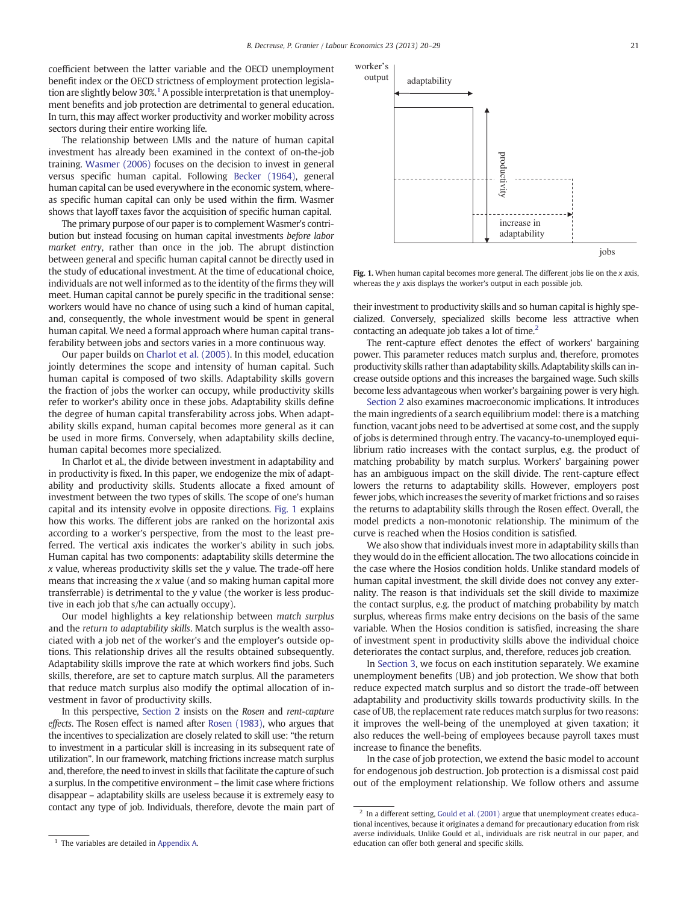coefficient between the latter variable and the OECD unemployment benefit index or the OECD strictness of employment protection legislation are slightly below 30%.[1] A possible interpretation is that unemployment benefits and job protection are detrimental to general education. In turn, this may affect worker productivity and worker mobility across sectors during their entire working life.

The relationship between LMIs and the nature of human capital investment has already been examined in the context of on-the-job training. Wasmer (2006) focuses on the decision to invest in general versus specific human capital. Following Becker (1964), general human capital can be used everywhere in the economic system, whereas specific human capital can only be used within the firm. Wasmer shows that layoff taxes favor the acquisition of specific human capital.

The primary purpose of our paper is to complement Wasmer's contribution but instead focusing on human capital investments *before labor market entry*, rather than once in the job. The abrupt distinction between general and specific human capital cannot be directly used in the study of educational investment. At the time of educational choice, individuals are not well informed as to the identity of the firms they will meet. Human capital cannot be purely specific in the traditional sense: workers would have no chance of using such a kind of human capital, and, consequently, the whole investment would be spent in general human capital. We need a formal approach where human capital transferability between jobs and sectors varies in a more continuous way.

Our paper builds on Charlot et al. (2005). In this model, education jointly determines the scope and intensity of human capital. Such human capital is composed of two skills. Adaptability skills govern the fraction of jobs the worker can occupy, while productivity skills refer to worker's ability once in these jobs. Adaptability skills define the degree of human capital transferability across jobs. When adaptability skills expand, human capital becomes more general as it can be used in more firms. Conversely, when adaptability skills decline, human capital becomes more specialized.

In Charlot et al., the divide between investment in adaptability and in productivity is fixed. In this paper, we endogenize the mix of adaptability and productivity skills. Students allocate a fixed amount of investment between the two types of skills. The scope of one's human capital and its intensity evolve in opposite directions. Fig. 1 explains how this works. The different jobs are ranked on the horizontal axis according to a worker's perspective, from the most to the least preferred. The vertical axis indicates the worker's ability in such jobs. Human capital has two components: adaptability skills determine the $x$ value, whereas productivity skills set the $y$ value. The trade-off here means that increasing the $x$ value (and so making human capital more transferrable) is detrimental to the $y$ value (the worker is less productive in each job that s/he can actually occupy).

Our model highlights a key relationship between *match surplus* and the *return to adaptability skills*. Match surplus is the wealth associated with a job net of the worker's and the employer's outside options. This relationship drives all the results obtained subsequently. Adaptability skills improve the rate at which workers find jobs. Such skills, therefore, are set to capture match surplus. All the parameters that reduce match surplus also modify the optimal allocation of investment in favor of productivity skills.

In this perspective, Section 2 insists on the *Rosen* and *rent-capture effects*. The Rosen effect is named after Rosen (1983), who argues that the incentives to specialization are closely related to skill use: "the return to investment in a particular skill is increasing in its subsequent rate of utilization". In our framework, matching frictions increase match surplus and, therefore, the need to invest in skills that facilitate the capture of such a surplus. In the competitive environment – the limit case where frictions disappear – adaptability skills are useless because it is extremely easy to contact any type of job. Individuals, therefore, devote the main part of

worker's output
adaptability
productivity
increase in adaptability
jobs

Fig. 1. When human capital becomes more general. The different jobs lie on the $x$ axis, whereas the $y$ axis displays the worker's output in each possible job.

their investment to productivity skills and so human capital is highly specialized. Conversely, specialized skills become less attractive when contacting an adequate job takes a lot of time.[2]

The rent-capture effect denotes the effect of workers' bargaining power. This parameter reduces match surplus and, therefore, promotes productivity skills rather than adaptability skills. Adaptability skills can increase outside options and this increases the bargained wage. Such skills become less advantageous when worker's bargaining power is very high.

Section 2 also examines macroeconomic implications. It introduces the main ingredients of a search equilibrium model: there is a matching function, vacant jobs need to be advertised at some cost, and the supply of jobs is determined through entry. The vacancy-to-unemployed equilibrium ratio increases with the contact surplus, e.g. the product of matching probability by match surplus. Workers' bargaining power has an ambiguous impact on the skill divide. The rent-capture effect lowers the returns to adaptability skills. However, employers post fewer jobs, which increases the severity of market frictions and so raises the returns to adaptability skills through the Rosen effect. Overall, the model predicts a non-monotonic relationship. The minimum of the curve is reached when the Hosios condition is satisfied.

We also show that individuals invest more in adaptability skills than they would do in the efficient allocation. The two allocations coincide in the case where the Hosios condition holds. Unlike standard models of human capital investment, the skill divide does not convey any externality. The reason is that individuals set the skill divide to maximize the contact surplus, e.g. the product of matching probability by match surplus, whereas firms make entry decisions on the basis of the same variable. When the Hosios condition is satisfied, increasing the share of investment spent in productivity skills above the individual choice deteriorates the contact surplus, and, therefore, reduces job creation.

In Section 3, we focus on each institution separately. We examine unemployment benefits (UB) and job protection. We show that both reduce expected match surplus and so distort the trade-off between adaptability and productivity skills towards productivity skills. In the case of UB, the replacement rate reduces match surplus for two reasons: it improves the well-being of the unemployed at given taxation; it also reduces the well-being of employees because payroll taxes must increase to finance the benefits.

In the case of job protection, we extend the basic model to account for endogenous job destruction. Job protection is a dismissal cost paid out of the employment relationship. We follow others and assume

[1] The variables are detailed in Appendix A.

[2] In a different setting, Gould et al. (2001) argue that unemployment creates educational incentives, because it originates a demand for precautionary education from risk averse individuals. Unlike Gould et al., individuals are risk neutral in our paper, and education can offer both general and specific skills.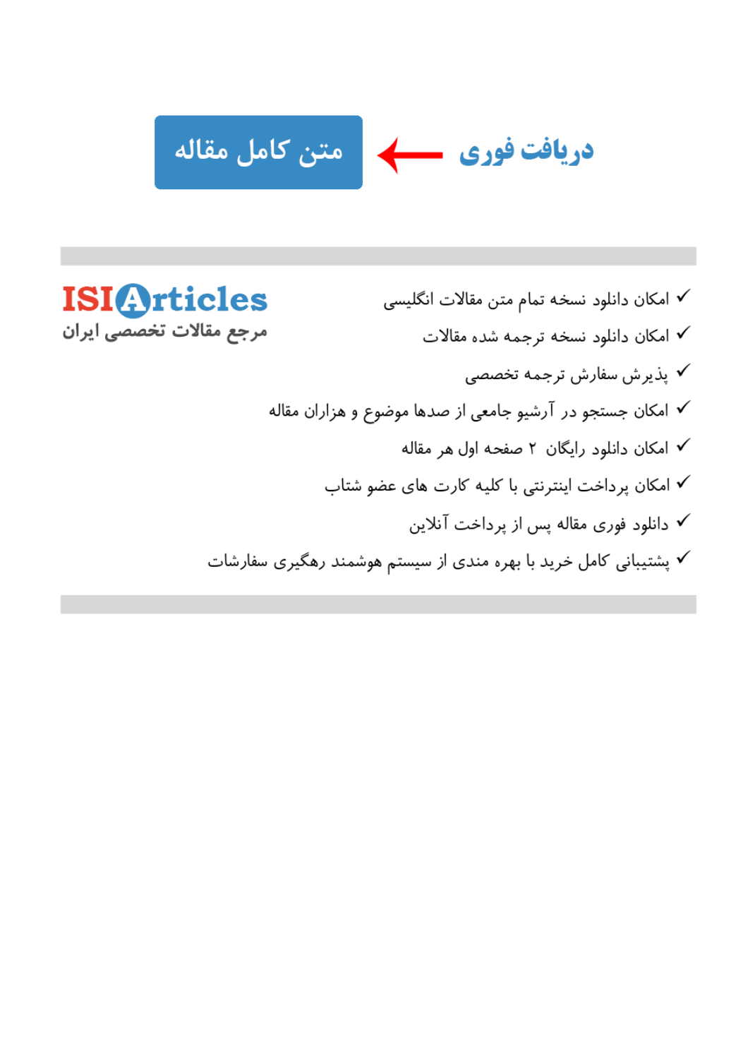دریافت فوری ← متن کامل مقاله

**ISIArticles**
مرجع مقالات تخصصی ایران

- ✓ امکان دانلود نسخه تمام متن مقالات انگلیسی
- ✓ امکان دانلود نسخه ترجمه شده مقالات
- ✓ پذیرش سفارش ترجمه تخصصی
- ✓ امکان جستجو در آرشیو جامعی از صدها موضوع و هزاران مقاله
- ✓ امکان دانلود رایگان ۲ صفحه اول هر مقاله
- ✓ امکان پرداخت اینترنتی با کلیه کارت های عضو شتاب
- ✓ دانلود فوری مقاله پس از پرداخت آنلاین
- ✓ پشتیبانی کامل خرید با بهره مندی از سیستم هوشمند رهگیری سفارشات